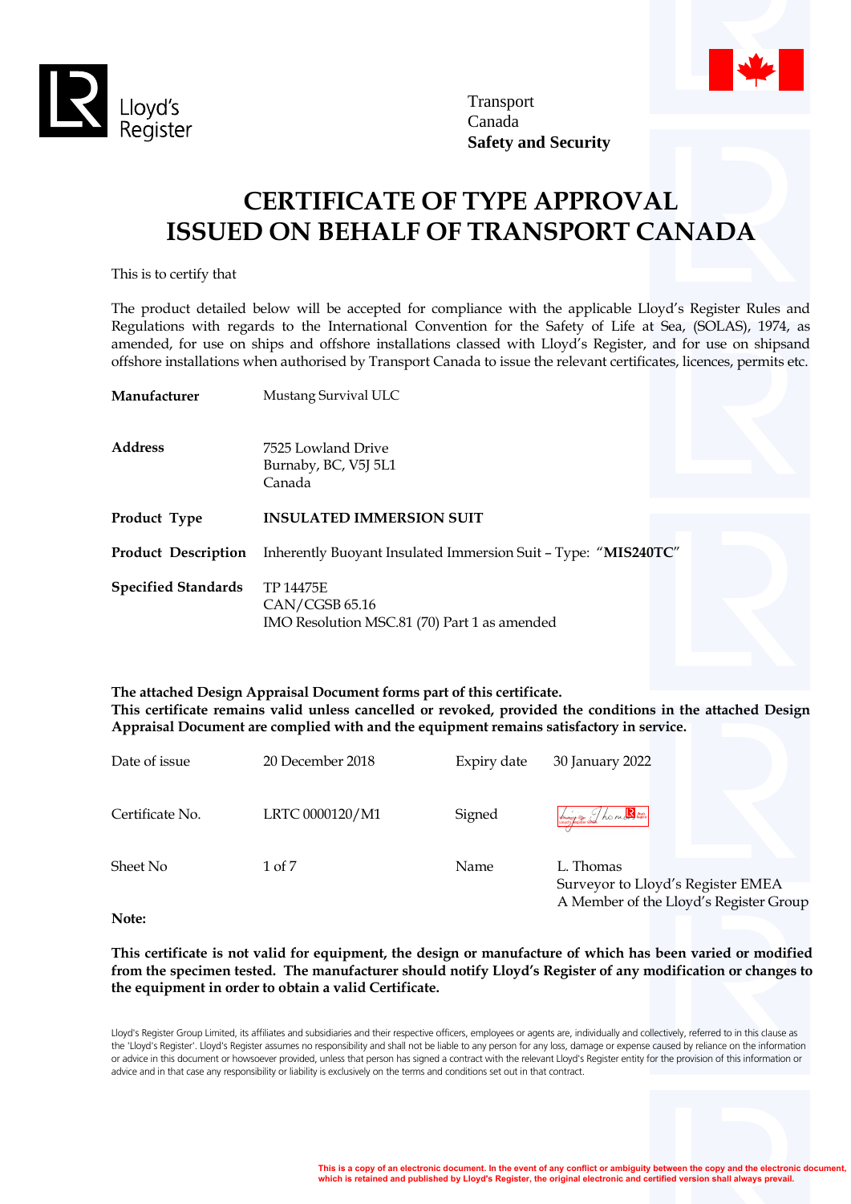Lloyd's Register

Transport
Canada
**Safety and Security**

# CERTIFICATE OF TYPE APPROVAL ISSUED ON BEHALF OF TRANSPORT CANADA

This is to certify that

The product detailed below will be accepted for compliance with the applicable Lloyd's Register Rules and Regulations with regards to the International Convention for the Safety of Life at Sea, (SOLAS), 1974, as amended, for use on ships and offshore installations classed with Lloyd's Register, and for use on shipsand offshore installations when authorised by Transport Canada to issue the relevant certificates, licences, permits etc.

| | |
|---|---|
| **Manufacturer** | Mustang Survival ULC |
| **Address** | 7525 Lowland Drive<br>Burnaby, BC, V5J 5L1<br>Canada |
| **Product Type** | **INSULATED IMMERSION SUIT** |
| **Product Description** | Inherently Buoyant Insulated Immersion Suit – Type: "**MIS240TC**" |
| **Specified Standards** | TP 14475E<br>CAN/CGSB 65.16<br>IMO Resolution MSC.81 (70) Part 1 as amended |

**The attached Design Appraisal Document forms part of this certificate.**
**This certificate remains valid unless cancelled or revoked, provided the conditions in the attached Design Appraisal Document are complied with and the equipment remains satisfactory in service.**

| | | | |
|---|---|---|---|
| Date of issue | 20 December 2018 | Expiry date | 30 January 2022 |
| Certificate No. | LRTC 0000120/M1 | Signed | |
| Sheet No | 1 of 7 | Name | L. Thomas<br>Surveyor to Lloyd's Register EMEA<br>A Member of the Lloyd's Register Group |

**Note:**

**This certificate is not valid for equipment, the design or manufacture of which has been varied or modified from the specimen tested. The manufacturer should notify Lloyd's Register of any modification or changes to the equipment in order to obtain a valid Certificate.**

Lloyd's Register Group Limited, its affiliates and subsidiaries and their respective officers, employees or agents are, individually and collectively, referred to in this clause as the 'Lloyd's Register'. Lloyd's Register assumes no responsibility and shall not be liable to any person for any loss, damage or expense caused by reliance on the information or advice in this document or howsoever provided, unless that person has signed a contract with the relevant Lloyd's Register entity for the provision of this information or advice and in that case any responsibility or liability is exclusively on the terms and conditions set out in that contract.

This is a copy of an electronic document. In the event of any conflict or ambiguity between the copy and the electronic document, which is retained and published by Lloyd's Register, the original electronic and certified version shall always prevail.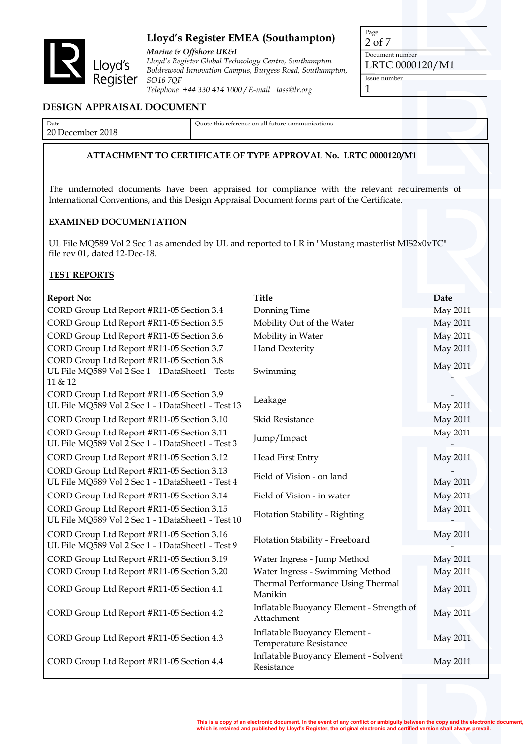**Lloyd's Register EMEA (Southampton)**

***Marine & Offshore UK&I***
*Lloyd's Register Global Technology Centre, Southampton*
*Boldrewood Innovation Campus, Burgess Road, Southampton, SO16 7QF*
*Telephone +44 330 414 1000 / E-mail tass@lr.org*

| Page | Document number | Issue number |
|---|---|---|
| 2 of 7 | LRTC 0000120/M1 | 1 |

## DESIGN APPRAISAL DOCUMENT

| Date | Quote this reference on all future communications |
|---|---|
| 20 December 2018 | |

**ATTACHMENT TO CERTIFICATE OF TYPE APPROVAL No. LRTC 0000120/M1**

The undernoted documents have been appraised for compliance with the relevant requirements of International Conventions, and this Design Appraisal Document forms part of the Certificate.

**EXAMINED DOCUMENTATION**

UL File MQ589 Vol 2 Sec 1 as amended by UL and reported to LR in "Mustang masterlist MIS2x0vTC" file rev 01, dated 12-Dec-18.

**TEST REPORTS**

| Report No: | Title | Date |
|---|---|---|
| CORD Group Ltd Report #R11-05 Section 3.4 | Donning Time | May 2011 |
| CORD Group Ltd Report #R11-05 Section 3.5 | Mobility Out of the Water | May 2011 |
| CORD Group Ltd Report #R11-05 Section 3.6 | Mobility in Water | May 2011 |
| CORD Group Ltd Report #R11-05 Section 3.7 | Hand Dexterity | May 2011 |
| CORD Group Ltd Report #R11-05 Section 3.8<br>UL File MQ589 Vol 2 Sec 1 - 1DataSheet1 - Tests 11 & 12 | Swimming | May 2011<br>- |
| CORD Group Ltd Report #R11-05 Section 3.9<br>UL File MQ589 Vol 2 Sec 1 - 1DataSheet1 - Test 13 | Leakage | -<br>May 2011 |
| CORD Group Ltd Report #R11-05 Section 3.10 | Skid Resistance | May 2011 |
| CORD Group Ltd Report #R11-05 Section 3.11<br>UL File MQ589 Vol 2 Sec 1 - 1DataSheet1 - Test 3 | Jump/Impact | May 2011<br>- |
| CORD Group Ltd Report #R11-05 Section 3.12 | Head First Entry | May 2011 |
| CORD Group Ltd Report #R11-05 Section 3.13<br>UL File MQ589 Vol 2 Sec 1 - 1DataSheet1 - Test 4 | Field of Vision - on land | -<br>May 2011 |
| CORD Group Ltd Report #R11-05 Section 3.14 | Field of Vision - in water | May 2011 |
| CORD Group Ltd Report #R11-05 Section 3.15<br>UL File MQ589 Vol 2 Sec 1 - 1DataSheet1 - Test 10 | Flotation Stability - Righting | May 2011<br>- |
| CORD Group Ltd Report #R11-05 Section 3.16<br>UL File MQ589 Vol 2 Sec 1 - 1DataSheet1 - Test 9 | Flotation Stability - Freeboard | May 2011<br>- |
| CORD Group Ltd Report #R11-05 Section 3.19 | Water Ingress - Jump Method | May 2011 |
| CORD Group Ltd Report #R11-05 Section 3.20 | Water Ingress - Swimming Method | May 2011 |
| CORD Group Ltd Report #R11-05 Section 4.1 | Thermal Performance Using Thermal Manikin | May 2011 |
| CORD Group Ltd Report #R11-05 Section 4.2 | Inflatable Buoyancy Element - Strength of Attachment | May 2011 |
| CORD Group Ltd Report #R11-05 Section 4.3 | Inflatable Buoyancy Element - Temperature Resistance | May 2011 |
| CORD Group Ltd Report #R11-05 Section 4.4 | Inflatable Buoyancy Element - Solvent Resistance | May 2011 |

This is a copy of an electronic document. In the event of any conflict or ambiguity between the copy and the electronic document, which is retained and published by Lloyd's Register, the original electronic and certified version shall always prevail.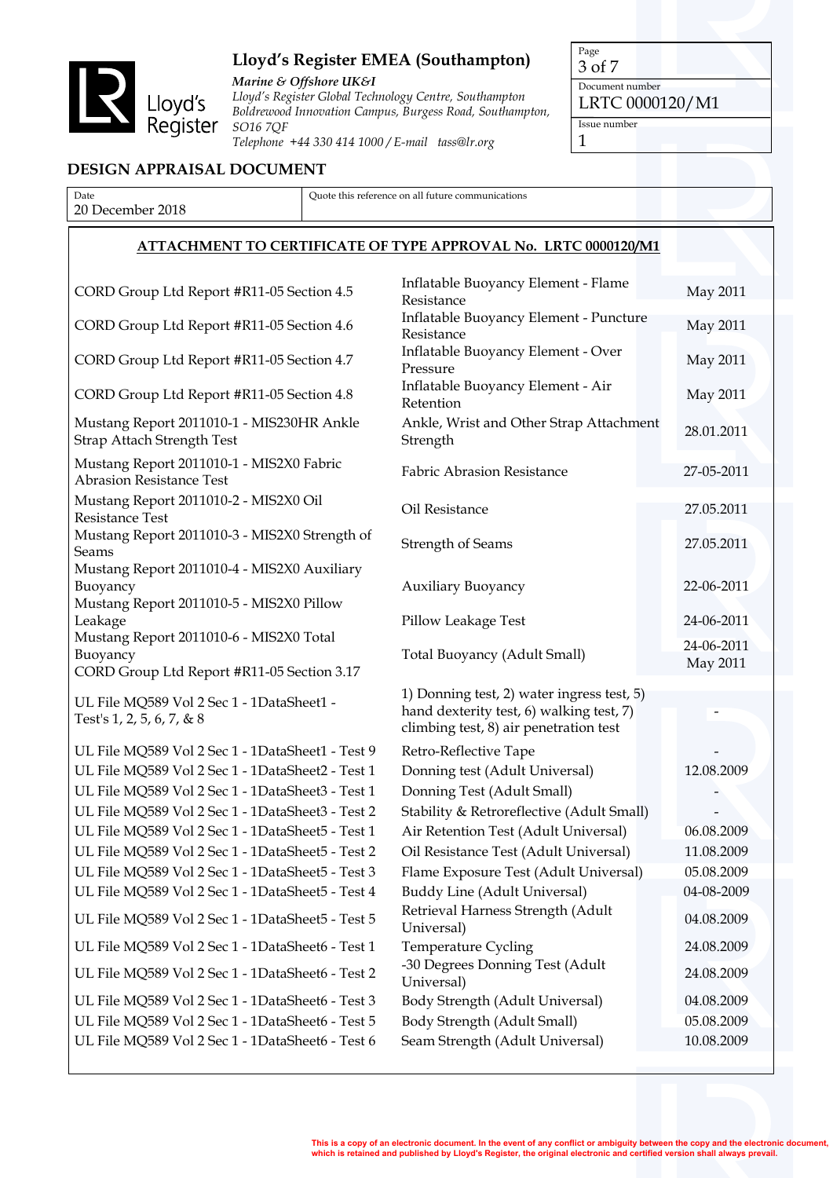## DESIGN APPRAISAL DOCUMENT

| Date | Quote this reference on all future communications |
|---|---|
| 20 December 2018 | |

### ATTACHMENT TO CERTIFICATE OF TYPE APPROVAL No. LRTC 0000120/M1

| | | |
|---|---|---|
| CORD Group Ltd Report #R11-05 Section 4.5 | Inflatable Buoyancy Element - Flame Resistance | May 2011 |
| CORD Group Ltd Report #R11-05 Section 4.6 | Inflatable Buoyancy Element - Puncture Resistance | May 2011 |
| CORD Group Ltd Report #R11-05 Section 4.7 | Inflatable Buoyancy Element - Over Pressure | May 2011 |
| CORD Group Ltd Report #R11-05 Section 4.8 | Inflatable Buoyancy Element - Air Retention | May 2011 |
| Mustang Report 2011010-1 - MIS230HR Ankle Strap Attach Strength Test | Ankle, Wrist and Other Strap Attachment Strength | 28.01.2011 |
| Mustang Report 2011010-1 - MIS2X0 Fabric Abrasion Resistance Test | Fabric Abrasion Resistance | 27-05-2011 |
| Mustang Report 2011010-2 - MIS2X0 Oil Resistance Test | Oil Resistance | 27.05.2011 |
| Mustang Report 2011010-3 - MIS2X0 Strength of Seams | Strength of Seams | 27.05.2011 |
| Mustang Report 2011010-4 - MIS2X0 Auxiliary Buoyancy | Auxiliary Buoyancy | 22-06-2011 |
| Mustang Report 2011010-5 - MIS2X0 Pillow Leakage | Pillow Leakage Test | 24-06-2011 |
| Mustang Report 2011010-6 - MIS2X0 Total Buoyancy<br>CORD Group Ltd Report #R11-05 Section 3.17 | Total Buoyancy (Adult Small) | 24-06-2011<br>May 2011 |
| UL File MQ589 Vol 2 Sec 1 - 1DataSheet1 - Test's 1, 2, 5, 6, 7, & 8 | 1) Donning test, 2) water ingress test, 5) hand dexterity test, 6) walking test, 7) climbing test, 8) air penetration test | - |
| UL File MQ589 Vol 2 Sec 1 - 1DataSheet1 - Test 9 | Retro-Reflective Tape | - |
| UL File MQ589 Vol 2 Sec 1 - 1DataSheet2 - Test 1 | Donning test (Adult Universal) | 12.08.2009 |
| UL File MQ589 Vol 2 Sec 1 - 1DataSheet3 - Test 1 | Donning Test (Adult Small) | - |
| UL File MQ589 Vol 2 Sec 1 - 1DataSheet3 - Test 2 | Stability & Retroreflective (Adult Small) | - |
| UL File MQ589 Vol 2 Sec 1 - 1DataSheet5 - Test 1 | Air Retention Test (Adult Universal) | 06.08.2009 |
| UL File MQ589 Vol 2 Sec 1 - 1DataSheet5 - Test 2 | Oil Resistance Test (Adult Universal) | 11.08.2009 |
| UL File MQ589 Vol 2 Sec 1 - 1DataSheet5 - Test 3 | Flame Exposure Test (Adult Universal) | 05.08.2009 |
| UL File MQ589 Vol 2 Sec 1 - 1DataSheet5 - Test 4 | Buddy Line (Adult Universal) | 04-08-2009 |
| UL File MQ589 Vol 2 Sec 1 - 1DataSheet5 - Test 5 | Retrieval Harness Strength (Adult Universal) | 04.08.2009 |
| UL File MQ589 Vol 2 Sec 1 - 1DataSheet6 - Test 1 | Temperature Cycling | 24.08.2009 |
| UL File MQ589 Vol 2 Sec 1 - 1DataSheet6 - Test 2 | -30 Degrees Donning Test (Adult Universal) | 24.08.2009 |
| UL File MQ589 Vol 2 Sec 1 - 1DataSheet6 - Test 3 | Body Strength (Adult Universal) | 04.08.2009 |
| UL File MQ589 Vol 2 Sec 1 - 1DataSheet6 - Test 5 | Body Strength (Adult Small) | 05.08.2009 |
| UL File MQ589 Vol 2 Sec 1 - 1DataSheet6 - Test 6 | Seam Strength (Adult Universal) | 10.08.2009 |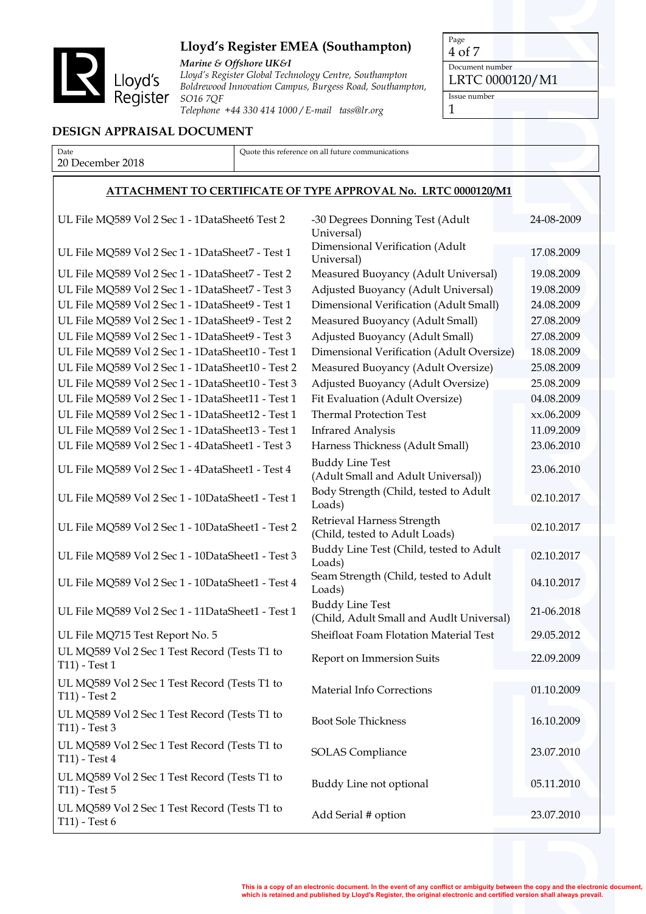# Lloyd's Register EMEA (Southampton)

*Marine & Offshore UK&I*
*Lloyd's Register Global Technology Centre, Southampton Boldrewood Innovation Campus, Burgess Road, Southampton, SO16 7QF*
*Telephone +44 330 414 1000 / E-mail tass@lr.org*

| Document number | Issue number |
|---|---|
| LRTC 0000120/M1 | 1 |

## DESIGN APPRAISAL DOCUMENT

| Date | Quote this reference on all future communications |
|---|---|
| 20 December 2018 | |

**ATTACHMENT TO CERTIFICATE OF TYPE APPROVAL No. LRTC 0000120/M1**

| | | |
|---|---|---|
| UL File MQ589 Vol 2 Sec 1 - 1DataSheet6 Test 2 | -30 Degrees Donning Test (Adult Universal) | 24-08-2009 |
| UL File MQ589 Vol 2 Sec 1 - 1DataSheet7 - Test 1 | Dimensional Verification (Adult Universal) | 17.08.2009 |
| UL File MQ589 Vol 2 Sec 1 - 1DataSheet7 - Test 2 | Measured Buoyancy (Adult Universal) | 19.08.2009 |
| UL File MQ589 Vol 2 Sec 1 - 1DataSheet7 - Test 3 | Adjusted Buoyancy (Adult Universal) | 19.08.2009 |
| UL File MQ589 Vol 2 Sec 1 - 1DataSheet9 - Test 1 | Dimensional Verification (Adult Small) | 24.08.2009 |
| UL File MQ589 Vol 2 Sec 1 - 1DataSheet9 - Test 2 | Measured Buoyancy (Adult Small) | 27.08.2009 |
| UL File MQ589 Vol 2 Sec 1 - 1DataSheet9 - Test 3 | Adjusted Buoyancy (Adult Small) | 27.08.2009 |
| UL File MQ589 Vol 2 Sec 1 - 1DataSheet10 - Test 1 | Dimensional Verification (Adult Oversize) | 18.08.2009 |
| UL File MQ589 Vol 2 Sec 1 - 1DataSheet10 - Test 2 | Measured Buoyancy (Adult Oversize) | 25.08.2009 |
| UL File MQ589 Vol 2 Sec 1 - 1DataSheet10 - Test 3 | Adjusted Buoyancy (Adult Oversize) | 25.08.2009 |
| UL File MQ589 Vol 2 Sec 1 - 1DataSheet11 - Test 1 | Fit Evaluation (Adult Oversize) | 04.08.2009 |
| UL File MQ589 Vol 2 Sec 1 - 1DataSheet12 - Test 1 | Thermal Protection Test | xx.06.2009 |
| UL File MQ589 Vol 2 Sec 1 - 1DataSheet13 - Test 1 | Infrared Analysis | 11.09.2009 |
| UL File MQ589 Vol 2 Sec 1 - 4DataSheet1 - Test 3 | Harness Thickness (Adult Small) | 23.06.2010 |
| UL File MQ589 Vol 2 Sec 1 - 4DataSheet1 - Test 4 | Buddy Line Test (Adult Small and Adult Universal)) | 23.06.2010 |
| UL File MQ589 Vol 2 Sec 1 - 10DataSheet1 - Test 1 | Body Strength (Child, tested to Adult Loads) | 02.10.2017 |
| UL File MQ589 Vol 2 Sec 1 - 10DataSheet1 - Test 2 | Retrieval Harness Strength (Child, tested to Adult Loads) | 02.10.2017 |
| UL File MQ589 Vol 2 Sec 1 - 10DataSheet1 - Test 3 | Buddy Line Test (Child, tested to Adult Loads) | 02.10.2017 |
| UL File MQ589 Vol 2 Sec 1 - 10DataSheet1 - Test 4 | Seam Strength (Child, tested to Adult Loads) | 04.10.2017 |
| UL File MQ589 Vol 2 Sec 1 - 11DataSheet1 - Test 1 | Buddy Line Test (Child, Adult Small and Audlt Universal) | 21-06.2018 |
| UL File MQ715 Test Report No. 5 | Sheifloat Foam Flotation Material Test | 29.05.2012 |
| UL MQ589 Vol 2 Sec 1 Test Record (Tests T1 to T11) - Test 1 | Report on Immersion Suits | 22.09.2009 |
| UL MQ589 Vol 2 Sec 1 Test Record (Tests T1 to T11) - Test 2 | Material Info Corrections | 01.10.2009 |
| UL MQ589 Vol 2 Sec 1 Test Record (Tests T1 to T11) - Test 3 | Boot Sole Thickness | 16.10.2009 |
| UL MQ589 Vol 2 Sec 1 Test Record (Tests T1 to T11) - Test 4 | SOLAS Compliance | 23.07.2010 |
| UL MQ589 Vol 2 Sec 1 Test Record (Tests T1 to T11) - Test 5 | Buddy Line not optional | 05.11.2010 |
| UL MQ589 Vol 2 Sec 1 Test Record (Tests T1 to T11) - Test 6 | Add Serial # option | 23.07.2010 |

This is a copy of an electronic document. In the event of any conflict or ambiguity between the copy and the electronic document, which is retained and published by Lloyd's Register, the original electronic and certified version shall always prevail.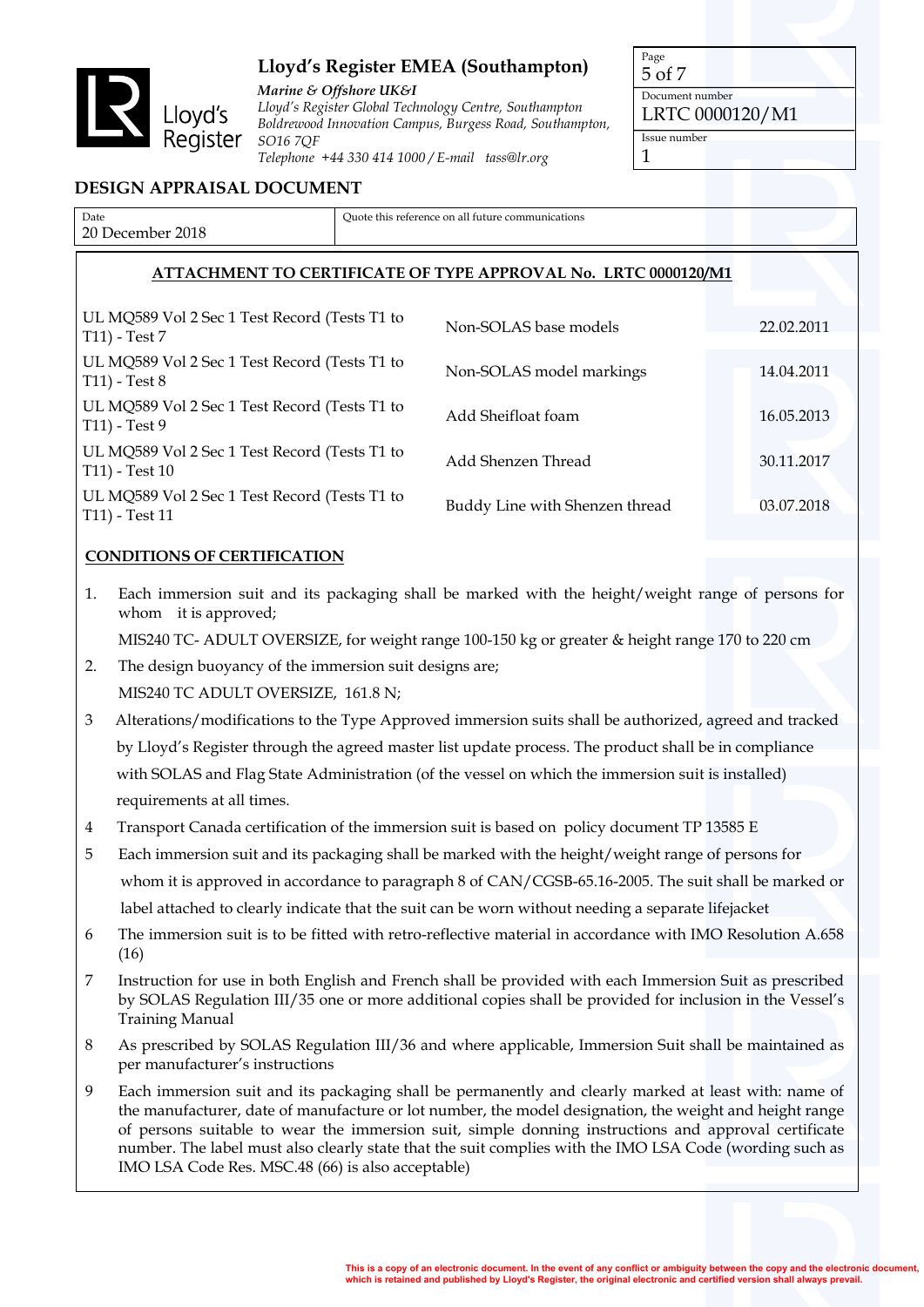# Lloyd's Register EMEA (Southampton)

*Marine & Offshore UK&I*
*Lloyd's Register Global Technology Centre, Southampton Boldrewood Innovation Campus, Burgess Road, Southampton, SO16 7QF*
*Telephone +44 330 414 1000 / E-mail tass@lr.org*

| Page | Document number | Issue number |
|---|---|---|
| 5 of 7 | LRTC 0000120/M1 | 1 |

## DESIGN APPRAISAL DOCUMENT

| Date | Quote this reference on all future communications |
|---|---|
| 20 December 2018 | |

### ATTACHMENT TO CERTIFICATE OF TYPE APPROVAL No. LRTC 0000120/M1

| | | |
|---|---|---|
| UL MQ589 Vol 2 Sec 1 Test Record (Tests T1 to T11) - Test 7 | Non-SOLAS base models | 22.02.2011 |
| UL MQ589 Vol 2 Sec 1 Test Record (Tests T1 to T11) - Test 8 | Non-SOLAS model markings | 14.04.2011 |
| UL MQ589 Vol 2 Sec 1 Test Record (Tests T1 to T11) - Test 9 | Add Sheifloat foam | 16.05.2013 |
| UL MQ589 Vol 2 Sec 1 Test Record (Tests T1 to T11) - Test 10 | Add Shenzen Thread | 30.11.2017 |
| UL MQ589 Vol 2 Sec 1 Test Record (Tests T1 to T11) - Test 11 | Buddy Line with Shenzen thread | 03.07.2018 |

### CONDITIONS OF CERTIFICATION

1. Each immersion suit and its packaging shall be marked with the height/weight range of persons for whom it is approved;

   MIS240 TC- ADULT OVERSIZE, for weight range 100-150 kg or greater & height range 170 to 220 cm

2. The design buoyancy of the immersion suit designs are;

   MIS240 TC ADULT OVERSIZE, 161.8 N;

3. Alterations/modifications to the Type Approved immersion suits shall be authorized, agreed and tracked by Lloyd's Register through the agreed master list update process. The product shall be in compliance with SOLAS and Flag State Administration (of the vessel on which the immersion suit is installed) requirements at all times.

4. Transport Canada certification of the immersion suit is based on policy document TP 13585 E

5. Each immersion suit and its packaging shall be marked with the height/weight range of persons for whom it is approved in accordance to paragraph 8 of CAN/CGSB-65.16-2005. The suit shall be marked or label attached to clearly indicate that the suit can be worn without needing a separate lifejacket

6. The immersion suit is to be fitted with retro-reflective material in accordance with IMO Resolution A.658 (16)

7. Instruction for use in both English and French shall be provided with each Immersion Suit as prescribed by SOLAS Regulation III/35 one or more additional copies shall be provided for inclusion in the Vessel's Training Manual

8. As prescribed by SOLAS Regulation III/36 and where applicable, Immersion Suit shall be maintained as per manufacturer's instructions

9. Each immersion suit and its packaging shall be permanently and clearly marked at least with: name of the manufacturer, date of manufacture or lot number, the model designation, the weight and height range of persons suitable to wear the immersion suit, simple donning instructions and approval certificate number. The label must also clearly state that the suit complies with the IMO LSA Code (wording such as IMO LSA Code Res. MSC.48 (66) is also acceptable)

This is a copy of an electronic document. In the event of any conflict or ambiguity between the copy and the electronic document, which is retained and published by Lloyd's Register, the original electronic and certified version shall always prevail.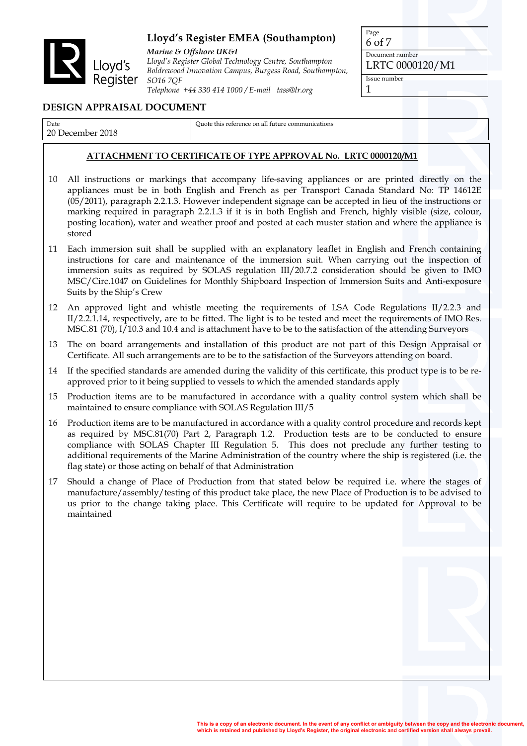**ATTACHMENT TO CERTIFICATE OF TYPE APPROVAL No. LRTC 0000120/M1**

10 All instructions or markings that accompany life-saving appliances or are printed directly on the appliances must be in both English and French as per Transport Canada Standard No: TP 14612E (05/2011), paragraph 2.2.1.3. However independent signage can be accepted in lieu of the instructions or marking required in paragraph 2.2.1.3 if it is in both English and French, highly visible (size, colour, posting location), water and weather proof and posted at each muster station and where the appliance is stored

11 Each immersion suit shall be supplied with an explanatory leaflet in English and French containing instructions for care and maintenance of the immersion suit. When carrying out the inspection of immersion suits as required by SOLAS regulation III/20.7.2 consideration should be given to IMO MSC/Circ.1047 on Guidelines for Monthly Shipboard Inspection of Immersion Suits and Anti-exposure Suits by the Ship's Crew

12 An approved light and whistle meeting the requirements of LSA Code Regulations II/2.2.3 and II/2.2.1.14, respectively, are to be fitted. The light is to be tested and meet the requirements of IMO Res. MSC.81 (70), I/10.3 and 10.4 and is attachment have to be to the satisfaction of the attending Surveyors

13 The on board arrangements and installation of this product are not part of this Design Appraisal or Certificate. All such arrangements are to be to the satisfaction of the Surveyors attending on board.

14 If the specified standards are amended during the validity of this certificate, this product type is to be re-approved prior to it being supplied to vessels to which the amended standards apply

15 Production items are to be manufactured in accordance with a quality control system which shall be maintained to ensure compliance with SOLAS Regulation III/5

16 Production items are to be manufactured in accordance with a quality control procedure and records kept as required by MSC.81(70) Part 2, Paragraph 1.2. Production tests are to be conducted to ensure compliance with SOLAS Chapter III Regulation 5. This does not preclude any further testing to additional requirements of the Marine Administration of the country where the ship is registered (i.e. the flag state) or those acting on behalf of that Administration

17 Should a change of Place of Production from that stated below be required i.e. where the stages of manufacture/assembly/testing of this product take place, the new Place of Production is to be advised to us prior to the change taking place. This Certificate will require to be updated for Approval to be maintained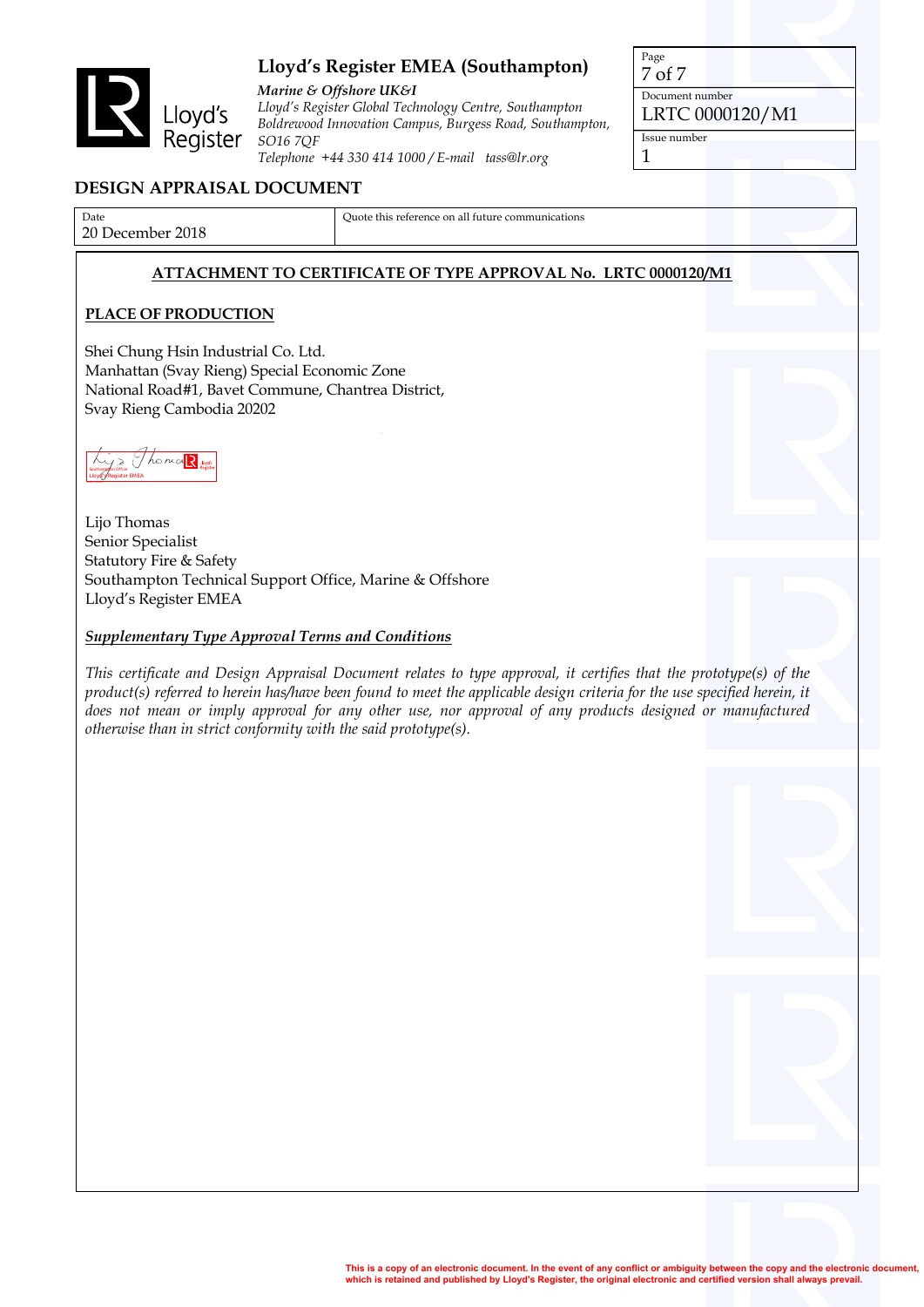**ATTACHMENT TO CERTIFICATE OF TYPE APPROVAL No. LRTC 0000120/M1**

**PLACE OF PRODUCTION**

Shei Chung Hsin Industrial Co. Ltd.
Manhattan (Svay Rieng) Special Economic Zone
National Road#1, Bavet Commune, Chantrea District,
Svay Rieng Cambodia 20202

Lijo Thomas
Senior Specialist
Statutory Fire & Safety
Southampton Technical Support Office, Marine & Offshore
Lloyd's Register EMEA

***Supplementary Type Approval Terms and Conditions***

*This certificate and Design Appraisal Document relates to type approval, it certifies that the prototype(s) of the product(s) referred to herein has/have been found to meet the applicable design criteria for the use specified herein, it does not mean or imply approval for any other use, nor approval of any products designed or manufactured otherwise than in strict conformity with the said prototype(s).*